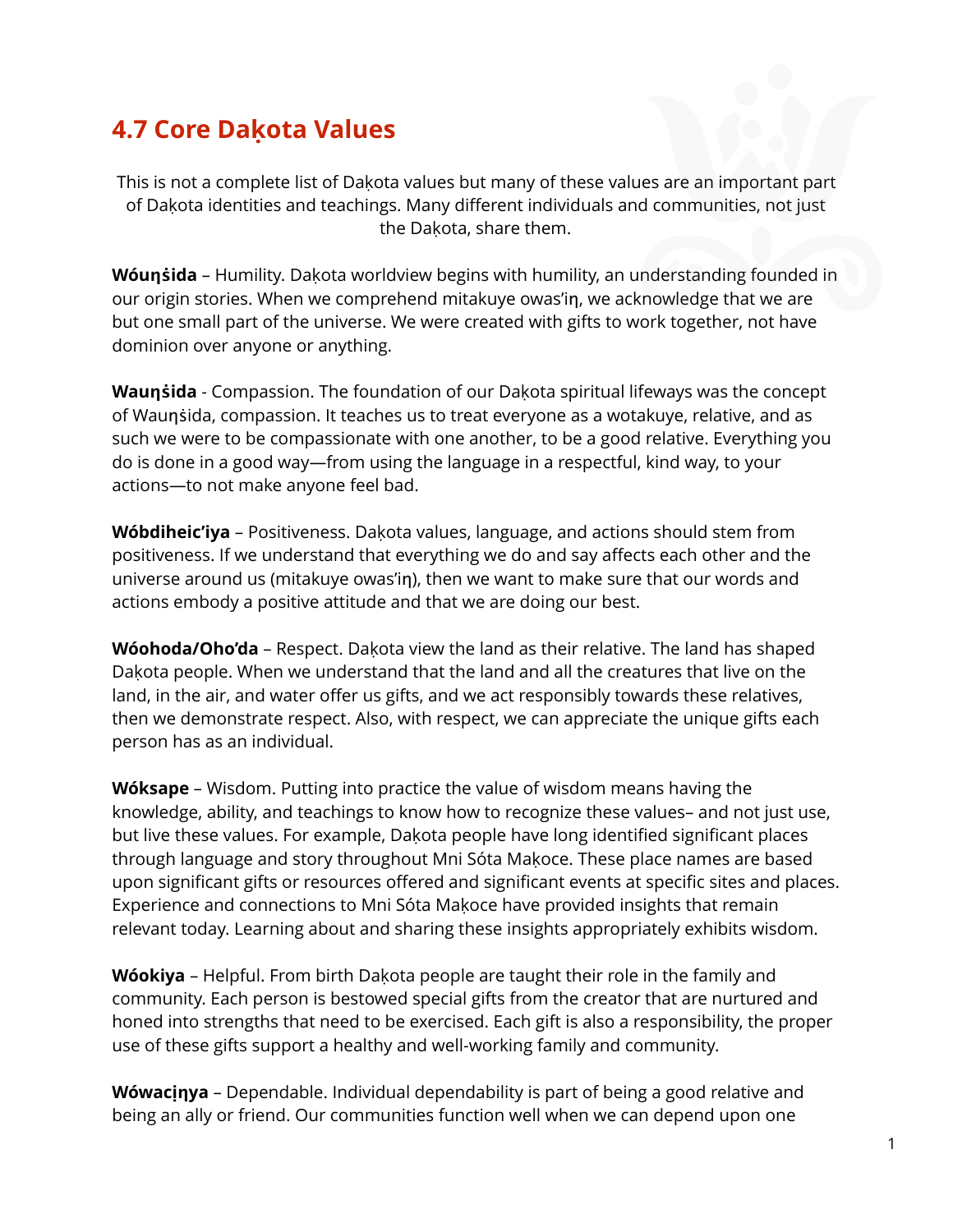## 4.7 Core Daḳota Values

This is not a complete list of Daḳota values but many of these values are an important part of Daḳota identities and teachings. Many different individuals and communities, not just the Daḳota, share them.

**Wóuŋṡida** – Humility. Daḳota worldview begins with humility, an understanding founded in our origin stories. When we comprehend mitakuye owas'iŋ, we acknowledge that we are but one small part of the universe. We were created with gifts to work together, not have dominion over anyone or anything.

**Wauŋṡida** - Compassion. The foundation of our Daḳota spiritual lifeways was the concept of Wauŋṡida, compassion. It teaches us to treat everyone as a wotakuye, relative, and as such we were to be compassionate with one another, to be a good relative. Everything you do is done in a good way—from using the language in a respectful, kind way, to your actions—to not make anyone feel bad.

**Wóbdiheic'iya** – Positiveness. Daḳota values, language, and actions should stem from positiveness. If we understand that everything we do and say affects each other and the universe around us (mitakuye owas'iŋ), then we want to make sure that our words and actions embody a positive attitude and that we are doing our best.

**Wóohoda/Oho'da** – Respect. Daḳota view the land as their relative. The land has shaped Daḳota people. When we understand that the land and all the creatures that live on the land, in the air, and water offer us gifts, and we act responsibly towards these relatives, then we demonstrate respect. Also, with respect, we can appreciate the unique gifts each person has as an individual.

**Wóksape** – Wisdom. Putting into practice the value of wisdom means having the knowledge, ability, and teachings to know how to recognize these values– and not just use, but live these values. For example, Daḳota people have long identified significant places through language and story throughout Mni Sóta Maḳoce. These place names are based upon significant gifts or resources offered and significant events at specific sites and places. Experience and connections to Mni Sóta Maḳoce have provided insights that remain relevant today. Learning about and sharing these insights appropriately exhibits wisdom.

**Wóokiya** – Helpful. From birth Daḳota people are taught their role in the family and community. Each person is bestowed special gifts from the creator that are nurtured and honed into strengths that need to be exercised. Each gift is also a responsibility, the proper use of these gifts support a healthy and well-working family and community.

**Wówaciṇya** – Dependable. Individual dependability is part of being a good relative and being an ally or friend. Our communities function well when we can depend upon one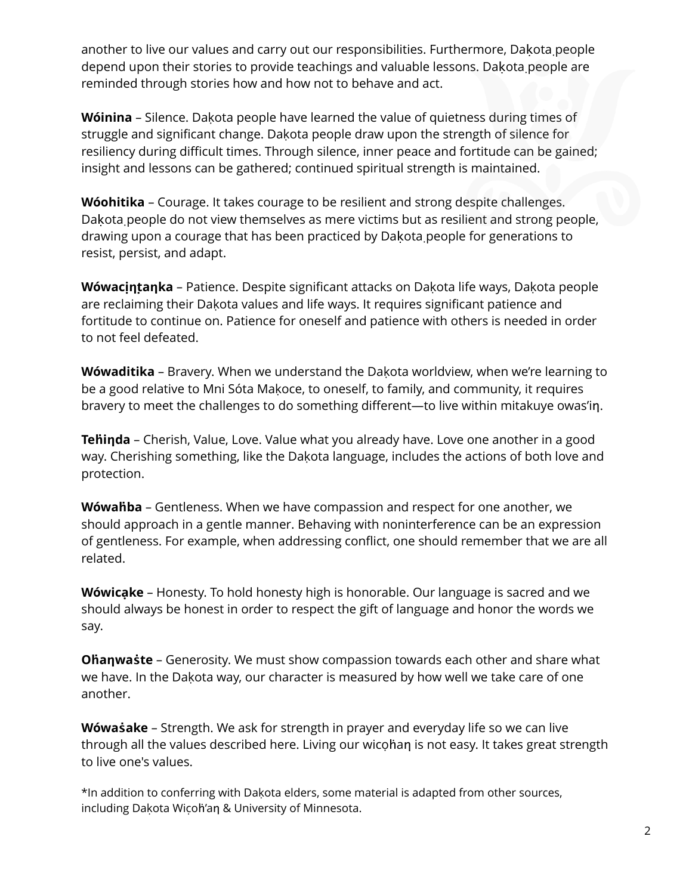another to live our values and carry out our responsibilities. Furthermore, Daḳota people depend upon their stories to provide teachings and valuable lessons. Daḳota people are reminded through stories how and how not to behave and act.

**Wóinina** – Silence. Daḳota people have learned the value of quietness during times of struggle and significant change. Daḳota people draw upon the strength of silence for resiliency during difficult times. Through silence, inner peace and fortitude can be gained; insight and lessons can be gathered; continued spiritual strength is maintained.

**Wóohitika** – Courage. It takes courage to be resilient and strong despite challenges. Daḳota people do not view themselves as mere victims but as resilient and strong people, drawing upon a courage that has been practiced by Daḳota people for generations to resist, persist, and adapt.

**Wówacịŋṭaŋka** – Patience. Despite significant attacks on Daḳota life ways, Daḳota people are reclaiming their Daḳota values and life ways. It requires significant patience and fortitude to continue on. Patience for oneself and patience with others is needed in order to not feel defeated.

**Wówaditika** – Bravery. When we understand the Daḳota worldview, when we're learning to be a good relative to Mni Sóta Maḳoce, to oneself, to family, and community, it requires bravery to meet the challenges to do something different—to live within mitakuye owas'iŋ.

**Teȟiŋda** – Cherish, Value, Love. Value what you already have. Love one another in a good way. Cherishing something, like the Daḳota language, includes the actions of both love and protection.

**Wówaȟba** – Gentleness. When we have compassion and respect for one another, we should approach in a gentle manner. Behaving with noninterference can be an expression of gentleness. For example, when addressing conflict, one should remember that we are all related.

**Wówicaḳe** – Honesty. To hold honesty high is honorable. Our language is sacred and we should always be honest in order to respect the gift of language and honor the words we say.

**Oȟaŋwaṡte** – Generosity. We must show compassion towards each other and share what we have. In the Daḳota way, our character is measured by how well we take care of one another.

**Wówaṡake** – Strength. We ask for strength in prayer and everyday life so we can live through all the values described here. Living our wicoḣaŋ is not easy. It takes great strength to live one's values.

*In addition to conferring with Daḳota elders, some material is adapted from other sources, including Daḳota Wiçoh'aŋ & University of Minnesota.